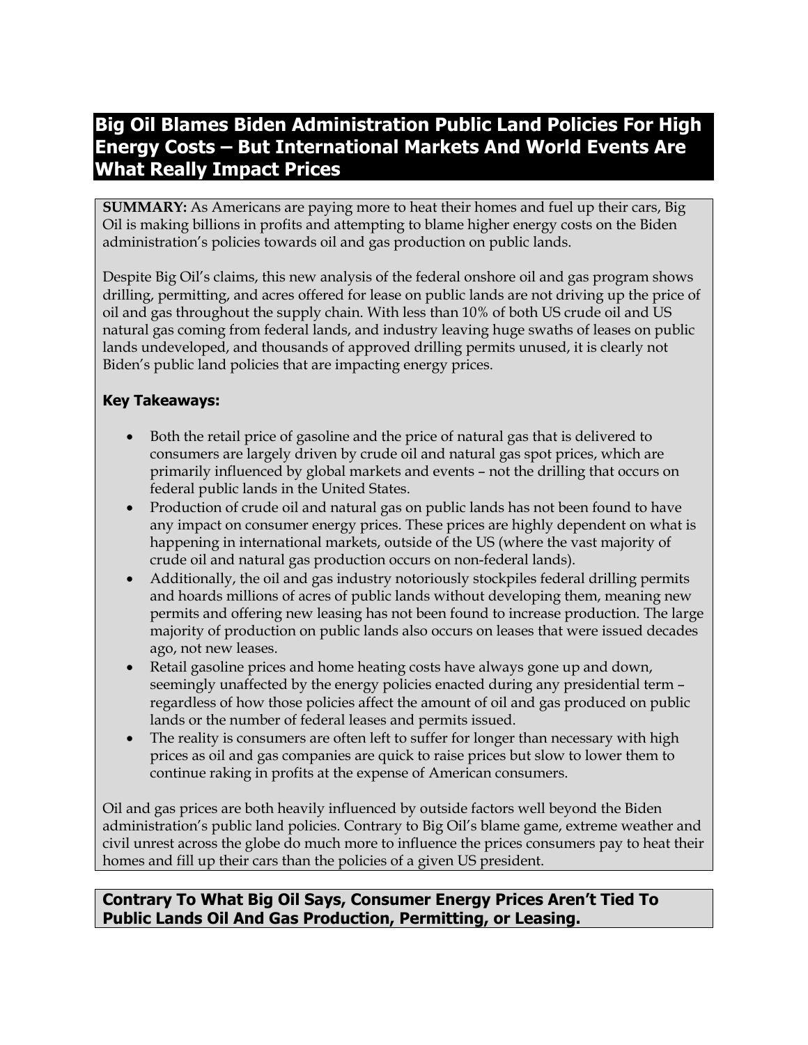# Big Oil Blames Biden Administration Public Land Policies For High Energy Costs – But International Markets And World Events Are What Really Impact Prices

**SUMMARY:** As Americans are paying more to heat their homes and fuel up their cars, Big Oil is making billions in profits and attempting to blame higher energy costs on the Biden administration's policies towards oil and gas production on public lands.

Despite Big Oil's claims, this new analysis of the federal onshore oil and gas program shows drilling, permitting, and acres offered for lease on public lands are not driving up the price of oil and gas throughout the supply chain. With less than 10% of both US crude oil and US natural gas coming from federal lands, and industry leaving huge swaths of leases on public lands undeveloped, and thousands of approved drilling permits unused, it is clearly not Biden's public land policies that are impacting energy prices.

### Key Takeaways:

- Both the retail price of gasoline and the price of natural gas that is delivered to consumers are largely driven by crude oil and natural gas spot prices, which are primarily influenced by global markets and events – not the drilling that occurs on federal public lands in the United States.
- Production of crude oil and natural gas on public lands has not been found to have any impact on consumer energy prices. These prices are highly dependent on what is happening in international markets, outside of the US (where the vast majority of crude oil and natural gas production occurs on non-federal lands).
- Additionally, the oil and gas industry notoriously stockpiles federal drilling permits and hoards millions of acres of public lands without developing them, meaning new permits and offering new leasing has not been found to increase production. The large majority of production on public lands also occurs on leases that were issued decades ago, not new leases.
- Retail gasoline prices and home heating costs have always gone up and down, seemingly unaffected by the energy policies enacted during any presidential term – regardless of how those policies affect the amount of oil and gas produced on public lands or the number of federal leases and permits issued.
- The reality is consumers are often left to suffer for longer than necessary with high prices as oil and gas companies are quick to raise prices but slow to lower them to continue raking in profits at the expense of American consumers.

Oil and gas prices are both heavily influenced by outside factors well beyond the Biden administration's public land policies. Contrary to Big Oil's blame game, extreme weather and civil unrest across the globe do much more to influence the prices consumers pay to heat their homes and fill up their cars than the policies of a given US president.

## Contrary To What Big Oil Says, Consumer Energy Prices Aren't Tied To Public Lands Oil And Gas Production, Permitting, or Leasing.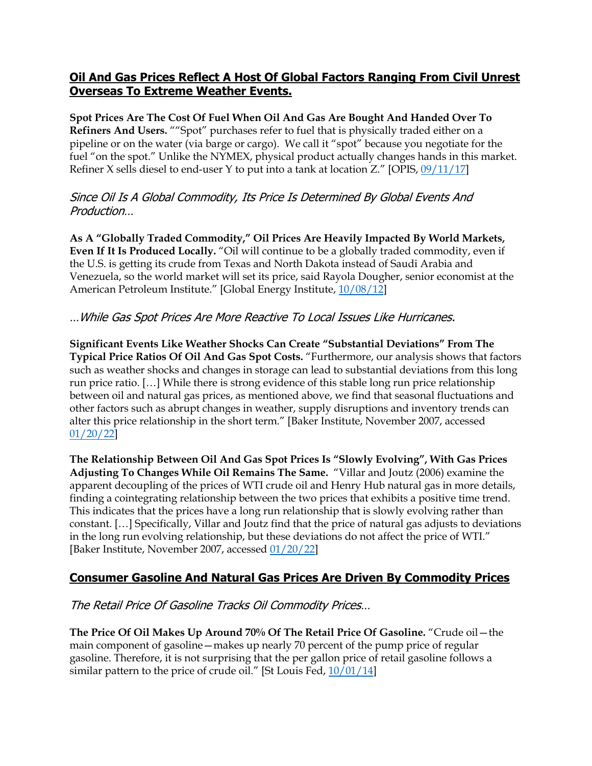## Oil And Gas Prices Reflect A Host Of Global Factors Ranging From Civil Unrest Overseas To Extreme Weather Events.

**Spot Prices Are The Cost Of Fuel When Oil And Gas Are Bought And Handed Over To Refiners And Users.** ""Spot" purchases refer to fuel that is physically traded either on a pipeline or on the water (via barge or cargo). We call it "spot" because you negotiate for the fuel "on the spot." Unlike the NYMEX, physical product actually changes hands in this market. Refiner X sells diesel to end-user Y to put into a tank at location Z." [OPIS, 09/11/17]

### *Since Oil Is A Global Commodity, Its Price Is Determined By Global Events And Production…*

**As A "Globally Traded Commodity," Oil Prices Are Heavily Impacted By World Markets, Even If It Is Produced Locally.** "Oil will continue to be a globally traded commodity, even if the U.S. is getting its crude from Texas and North Dakota instead of Saudi Arabia and Venezuela, so the world market will set its price, said Rayola Dougher, senior economist at the American Petroleum Institute." [Global Energy Institute, 10/08/12]

### *…While Gas Spot Prices Are More Reactive To Local Issues Like Hurricanes.*

**Significant Events Like Weather Shocks Can Create "Substantial Deviations" From The Typical Price Ratios Of Oil And Gas Spot Costs.** "Furthermore, our analysis shows that factors such as weather shocks and changes in storage can lead to substantial deviations from this long run price ratio. […] While there is strong evidence of this stable long run price relationship between oil and natural gas prices, as mentioned above, we find that seasonal fluctuations and other factors such as abrupt changes in weather, supply disruptions and inventory trends can alter this price relationship in the short term." [Baker Institute, November 2007, accessed 01/20/22]

**The Relationship Between Oil And Gas Spot Prices Is "Slowly Evolving", With Gas Prices Adjusting To Changes While Oil Remains The Same.** "Villar and Joutz (2006) examine the apparent decoupling of the prices of WTI crude oil and Henry Hub natural gas in more details, finding a cointegrating relationship between the two prices that exhibits a positive time trend. This indicates that the prices have a long run relationship that is slowly evolving rather than constant. […] Specifically, Villar and Joutz find that the price of natural gas adjusts to deviations in the long run evolving relationship, but these deviations do not affect the price of WTI." [Baker Institute, November 2007, accessed 01/20/22]

## Consumer Gasoline And Natural Gas Prices Are Driven By Commodity Prices

### *The Retail Price Of Gasoline Tracks Oil Commodity Prices…*

**The Price Of Oil Makes Up Around 70% Of The Retail Price Of Gasoline.** "Crude oil—the main component of gasoline—makes up nearly 70 percent of the pump price of regular gasoline. Therefore, it is not surprising that the per gallon price of retail gasoline follows a similar pattern to the price of crude oil." [St Louis Fed, 10/01/14]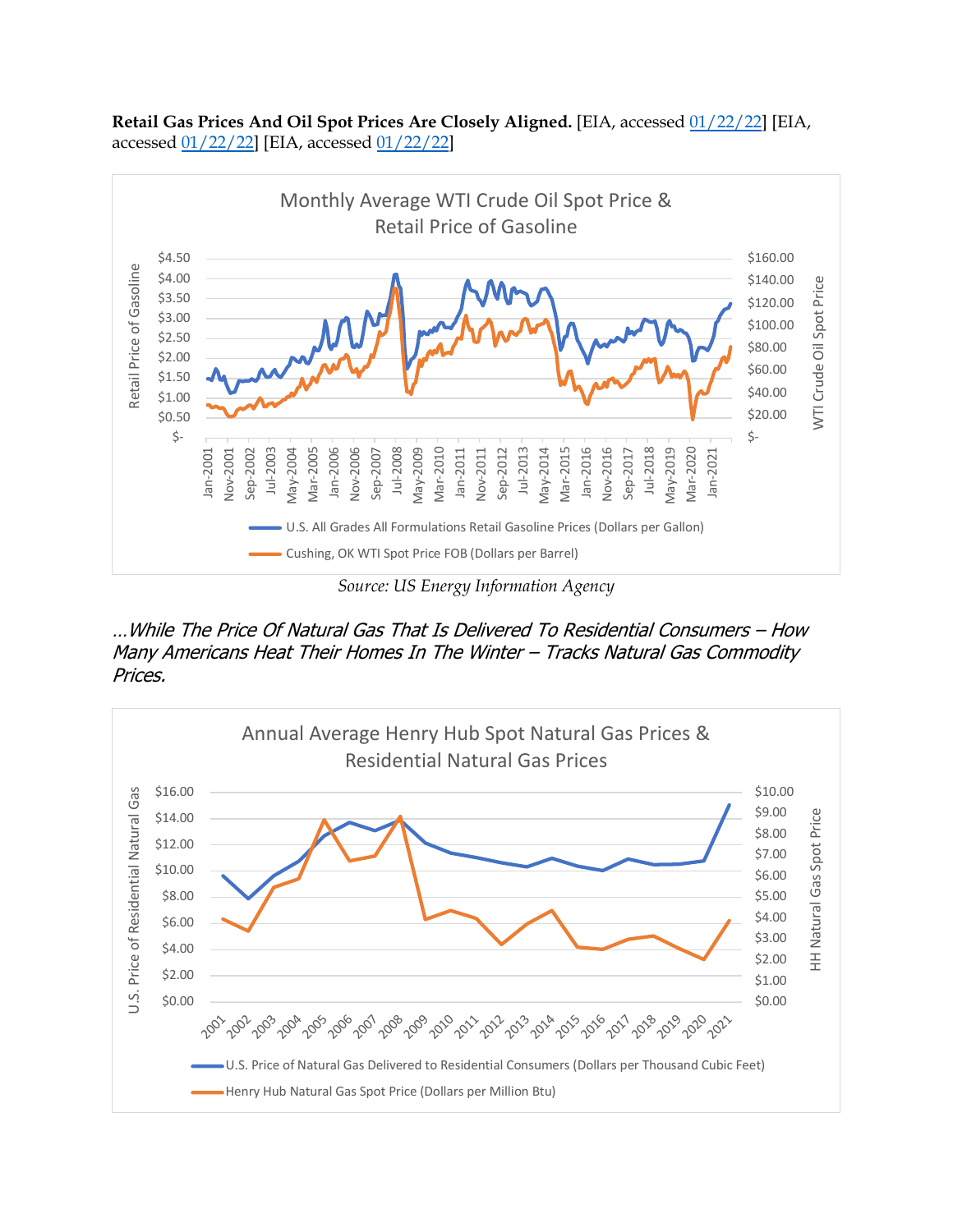**Retail Gas Prices And Oil Spot Prices Are Closely Aligned.** [EIA, accessed 01/22/22] [EIA, accessed 01/22/22] [EIA, accessed 01/22/22]

Monthly Average WTI Crude Oil Spot Price & Retail Price of Gasoline

Retail Price of Gasoline

$4.50
$4.00
$3.50
$3.00
$2.50
$2.00
$1.50
$1.00
$0.50
$-

WTI Crude Oil Spot Price

$160.00
$140.00
$120.00
$100.00
$80.00
$60.00
$40.00
$20.00
$-

Jan-2001 Nov-2001 Sep-2002 Jul-2003 May-2004 Mar-2005 Jan-2006 Nov-2006 Sep-2007 Jul-2008 May-2009 Mar-2010 Jan-2011 Nov-2011 Sep-2012 Jul-2013 May-2014 Mar-2015 Jan-2016 Nov-2016 Sep-2017 Jul-2018 May-2019 Mar-2020 Jan-2021

U.S. All Grades All Formulations Retail Gasoline Prices (Dollars per Gallon)

Cushing, OK WTI Spot Price FOB (Dollars per Barrel)

*Source: US Energy Information Agency*

*…While The Price Of Natural Gas That Is Delivered To Residential Consumers – How Many Americans Heat Their Homes In The Winter – Tracks Natural Gas Commodity Prices.*

Annual Average Henry Hub Spot Natural Gas Prices & Residential Natural Gas Prices

U.S. Price of Residential Natural Gas

$16.00
$14.00
$12.00
$10.00
$8.00
$6.00
$4.00
$2.00
$0.00

HH Natural Gas Spot Price

$10.00
$9.00
$8.00
$7.00
$6.00
$5.00
$4.00
$3.00
$2.00
$1.00
$0.00

2001 2002 2003 2004 2005 2006 2007 2008 2009 2010 2011 2012 2013 2014 2015 2016 2017 2018 2019 2020 2021

U.S. Price of Natural Gas Delivered to Residential Consumers (Dollars per Thousand Cubic Feet)

Henry Hub Natural Gas Spot Price (Dollars per Million Btu)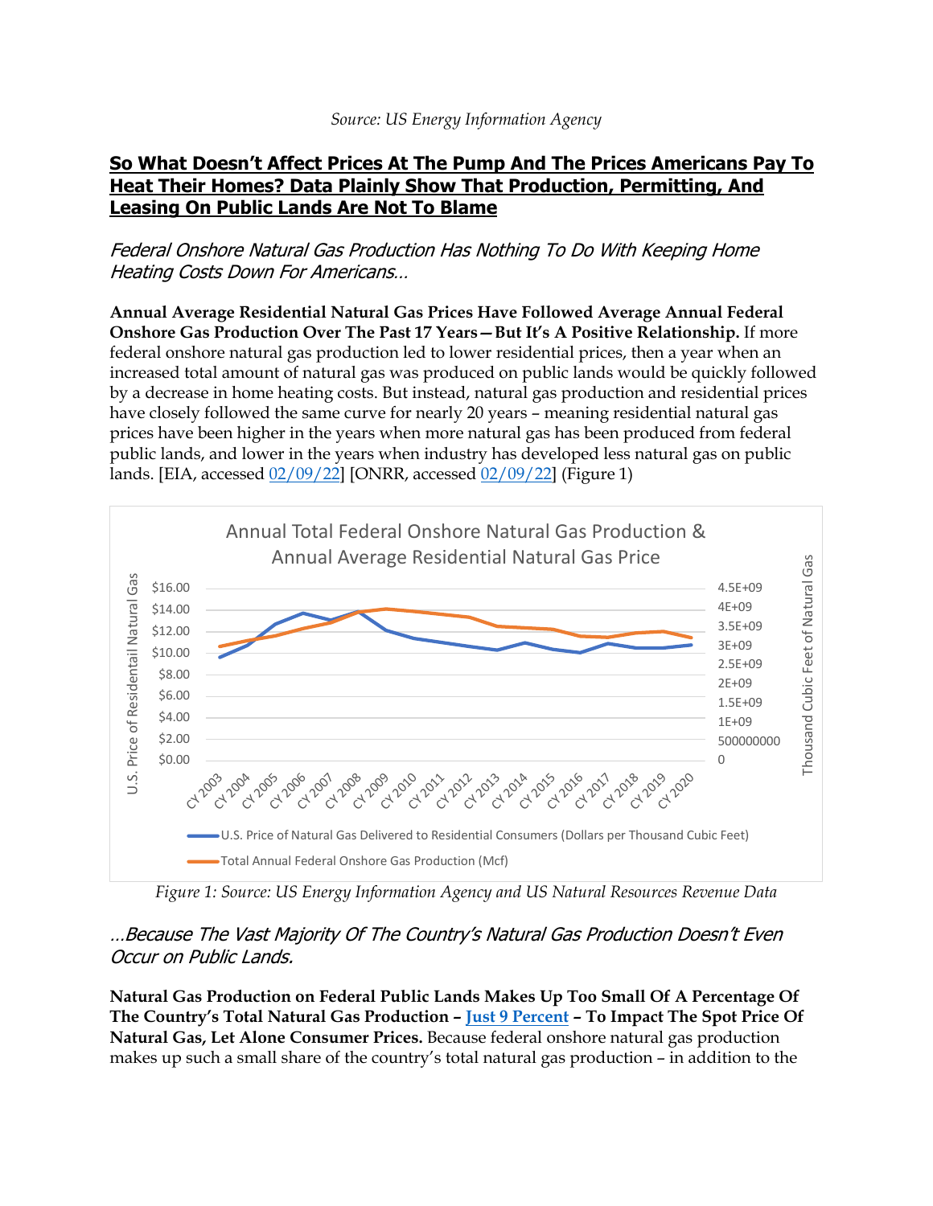*Source: US Energy Information Agency*

## So What Doesn't Affect Prices At The Pump And The Prices Americans Pay To Heat Their Homes? Data Plainly Show That Production, Permitting, And Leasing On Public Lands Are Not To Blame

### *Federal Onshore Natural Gas Production Has Nothing To Do With Keeping Home Heating Costs Down For Americans…*

**Annual Average Residential Natural Gas Prices Have Followed Average Annual Federal Onshore Gas Production Over The Past 17 Years—But It's A Positive Relationship.** If more federal onshore natural gas production led to lower residential prices, then a year when an increased total amount of natural gas was produced on public lands would be quickly followed by a decrease in home heating costs. But instead, natural gas production and residential prices have closely followed the same curve for nearly 20 years – meaning residential natural gas prices have been higher in the years when more natural gas has been produced from federal public lands, and lower in the years when industry has developed less natural gas on public lands. [EIA, accessed 02/09/22] [ONRR, accessed 02/09/22] (Figure 1)

Annual Total Federal Onshore Natural Gas Production & Annual Average Residential Natural Gas Price

U.S. Price of Residentail Natural Gas

$16.00
$14.00
$12.00
$10.00
$8.00
$6.00
$4.00
$2.00
$0.00

Thousand Cubic Feet of Natural Gas

4.5E+09
4E+09
3.5E+09
3E+09
2.5E+09
2E+09
1.5E+09
1E+09
500000000
0

CY 2003 CY 2004 CY 2005 CY 2006 CY 2007 CY 2008 CY 2009 CY 2010 CY 2011 CY 2012 CY 2013 CY 2014 CY 2015 CY 2016 CY 2017 CY 2018 CY 2019 CY 2020

U.S. Price of Natural Gas Delivered to Residential Consumers (Dollars per Thousand Cubic Feet)

Total Annual Federal Onshore Gas Production (Mcf)

*Figure 1: Source: US Energy Information Agency and US Natural Resources Revenue Data*

### *…Because The Vast Majority Of The Country's Natural Gas Production Doesn't Even Occur on Public Lands.*

**Natural Gas Production on Federal Public Lands Makes Up Too Small Of A Percentage Of The Country's Total Natural Gas Production – Just 9 Percent – To Impact The Spot Price Of Natural Gas, Let Alone Consumer Prices.** Because federal onshore natural gas production makes up such a small share of the country's total natural gas production – in addition to the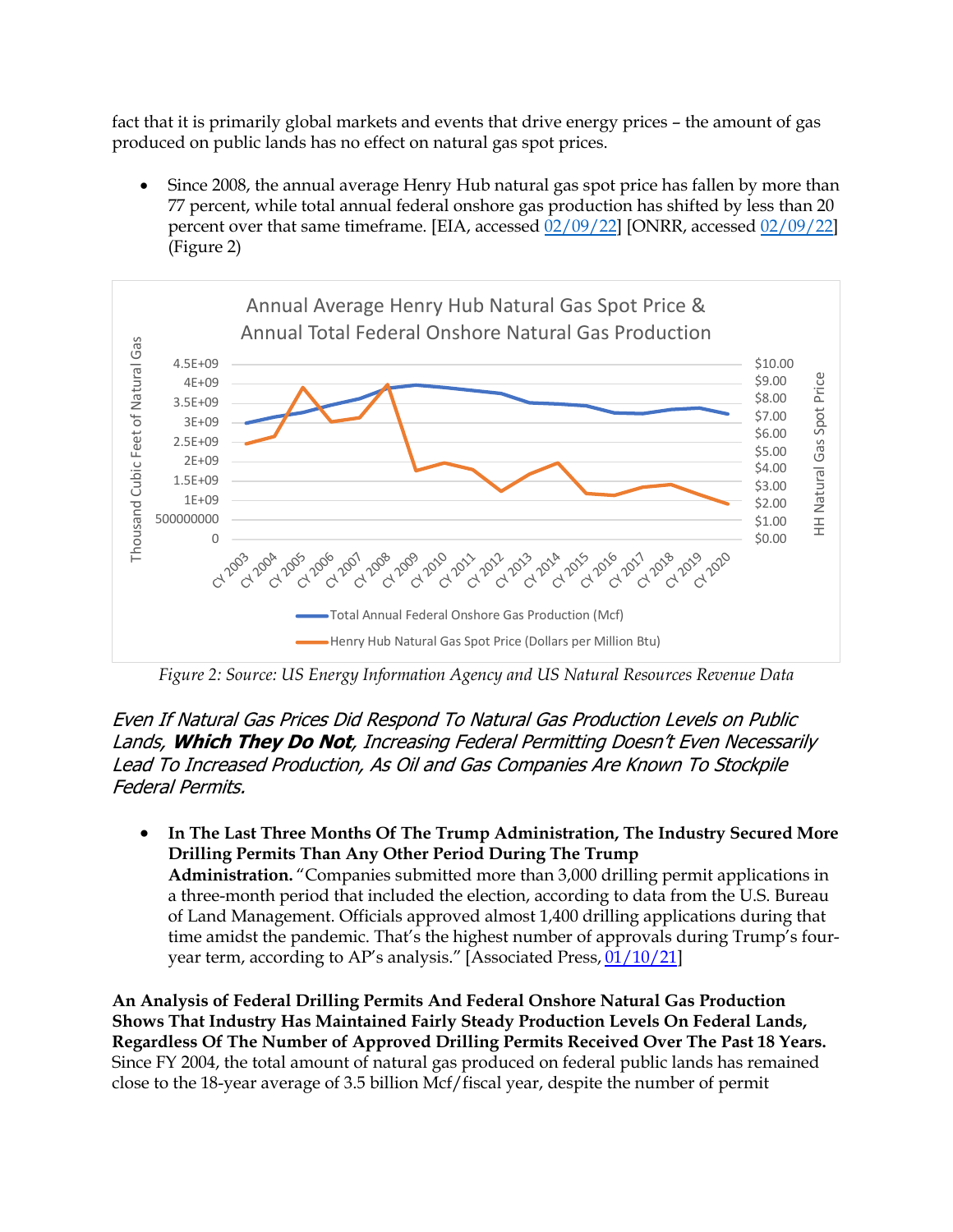fact that it is primarily global markets and events that drive energy prices – the amount of gas produced on public lands has no effect on natural gas spot prices.

- Since 2008, the annual average Henry Hub natural gas spot price has fallen by more than 77 percent, while total annual federal onshore gas production has shifted by less than 20 percent over that same timeframe. [EIA, accessed 02/09/22] [ONRR, accessed 02/09/22] (Figure 2)

Annual Average Henry Hub Natural Gas Spot Price & Annual Total Federal Onshore Natural Gas Production

Thousand Cubic Feet of Natural Gas

4.5E+09
4E+09
3.5E+09
3E+09
2.5E+09
2E+09
1.5E+09
1E+09
500000000
0

HH Natural Gas Spot Price

$10.00
$9.00
$8.00
$7.00
$6.00
$5.00
$4.00
$3.00
$2.00
$1.00
$0.00

CY 2003, CY 2004, CY 2005, CY 2006, CY 2007, CY 2008, CY 2009, CY 2010, CY 2011, CY 2012, CY 2013, CY 2014, CY 2015, CY 2016, CY 2017, CY 2018, CY 2019, CY 2020

Total Annual Federal Onshore Gas Production (Mcf)

Henry Hub Natural Gas Spot Price (Dollars per Million Btu)

*Figure 2: Source: US Energy Information Agency and US Natural Resources Revenue Data*

*Even If Natural Gas Prices Did Respond To Natural Gas Production Levels on Public Lands, **Which They Do Not**, Increasing Federal Permitting Doesn't Even Necessarily Lead To Increased Production, As Oil and Gas Companies Are Known To Stockpile Federal Permits.*

- **In The Last Three Months Of The Trump Administration, The Industry Secured More Drilling Permits Than Any Other Period During The Trump Administration.** "Companies submitted more than 3,000 drilling permit applications in a three-month period that included the election, according to data from the U.S. Bureau of Land Management. Officials approved almost 1,400 drilling applications during that time amidst the pandemic. That's the highest number of approvals during Trump's four-year term, according to AP's analysis." [Associated Press, 01/10/21]

**An Analysis of Federal Drilling Permits And Federal Onshore Natural Gas Production Shows That Industry Has Maintained Fairly Steady Production Levels On Federal Lands, Regardless Of The Number of Approved Drilling Permits Received Over The Past 18 Years.** Since FY 2004, the total amount of natural gas produced on federal public lands has remained close to the 18-year average of 3.5 billion Mcf/fiscal year, despite the number of permit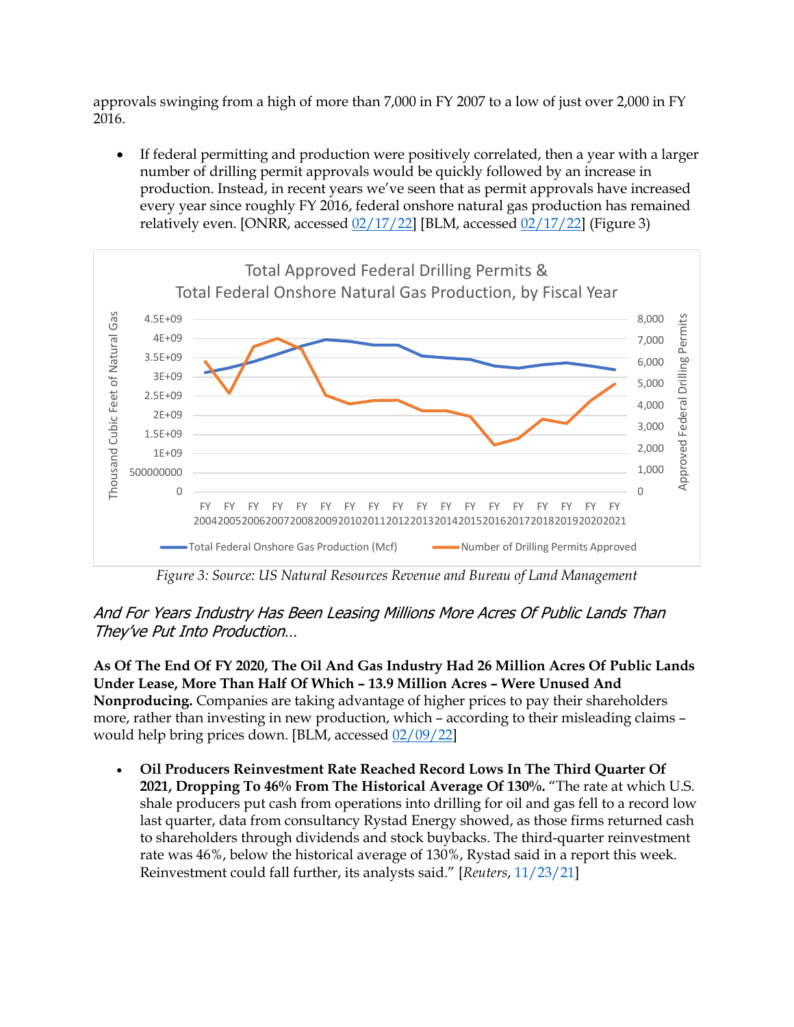approvals swinging from a high of more than 7,000 in FY 2007 to a low of just over 2,000 in FY 2016.

- If federal permitting and production were positively correlated, then a year with a larger number of drilling permit approvals would be quickly followed by an increase in production. Instead, in recent years we've seen that as permit approvals have increased every year since roughly FY 2016, federal onshore natural gas production has remained relatively even. [ONRR, accessed 02/17/22] [BLM, accessed 02/17/22] (Figure 3)

Total Approved Federal Drilling Permits &
Total Federal Onshore Natural Gas Production, by Fiscal Year

Thousand Cubic Feet of Natural Gas
4.5E+09
4E+09
3.5E+09
3E+09
2.5E+09
2E+09
1.5E+09
1E+09
500000000
0

Approved Federal Drilling Permits
8,000
7,000
6,000
5,000
4,000
3,000
2,000
1,000
0

FY 2004 FY 2005 FY 2006 FY 2007 FY 2008 FY 2009 FY 2010 FY 2011 FY 2012 FY 2013 FY 2014 FY 2015 FY 2016 FY 2017 FY 2018 FY 2019 FY 2020 FY 2021

Total Federal Onshore Gas Production (Mcf)
Number of Drilling Permits Approved

*Figure 3: Source: US Natural Resources Revenue and Bureau of Land Management*

### *And For Years Industry Has Been Leasing Millions More Acres Of Public Lands Than They've Put Into Production…*

**As Of The End Of FY 2020, The Oil And Gas Industry Had 26 Million Acres Of Public Lands Under Lease, More Than Half Of Which – 13.9 Million Acres – Were Unused And Nonproducing.** Companies are taking advantage of higher prices to pay their shareholders more, rather than investing in new production, which – according to their misleading claims – would help bring prices down. [BLM, accessed 02/09/22]

- **Oil Producers Reinvestment Rate Reached Record Lows In The Third Quarter Of 2021, Dropping To 46% From The Historical Average Of 130%.** "The rate at which U.S. shale producers put cash from operations into drilling for oil and gas fell to a record low last quarter, data from consultancy Rystad Energy showed, as those firms returned cash to shareholders through dividends and stock buybacks. The third-quarter reinvestment rate was 46%, below the historical average of 130%, Rystad said in a report this week. Reinvestment could fall further, its analysts said." [*Reuters*, 11/23/21]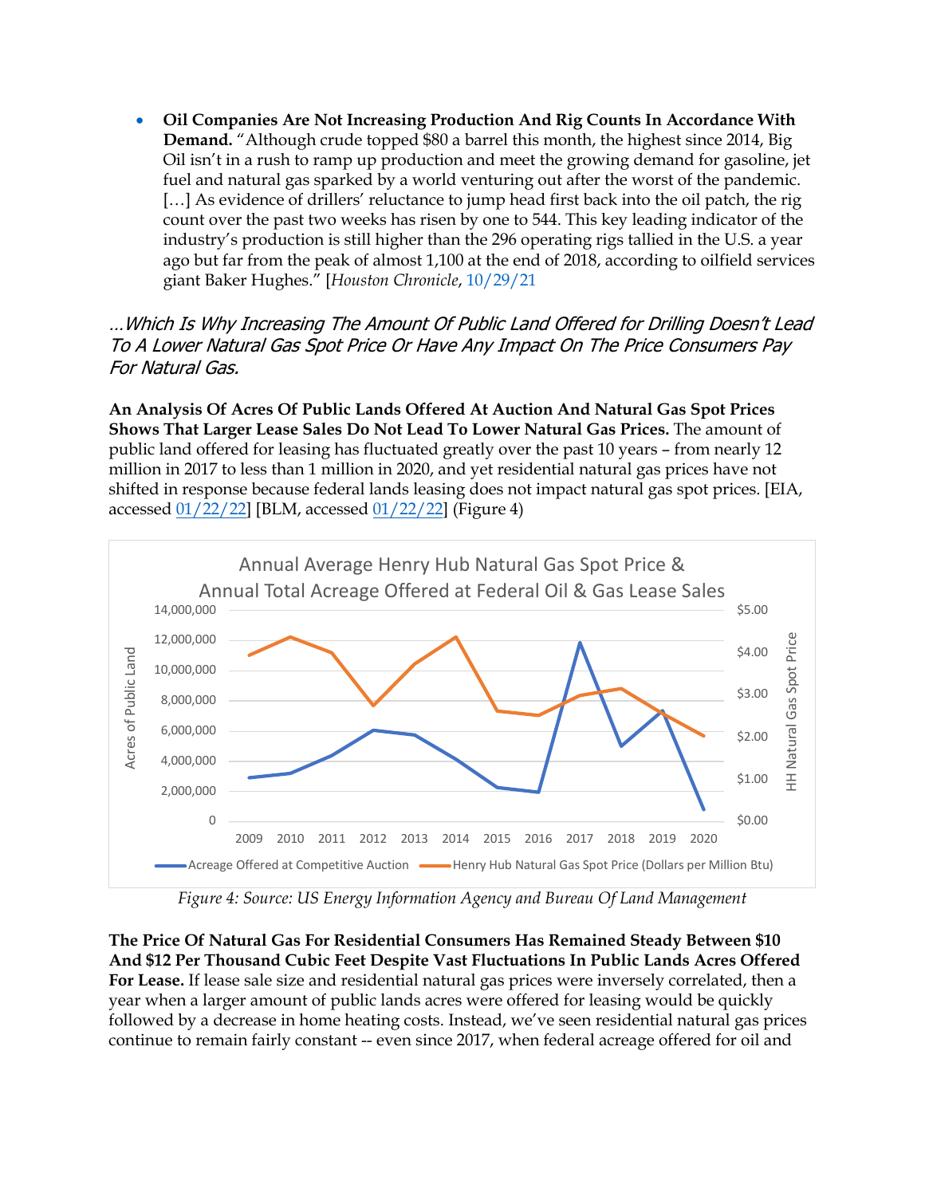- **Oil Companies Are Not Increasing Production And Rig Counts In Accordance With Demand.** "Although crude topped $80 a barrel this month, the highest since 2014, Big Oil isn't in a rush to ramp up production and meet the growing demand for gasoline, jet fuel and natural gas sparked by a world venturing out after the worst of the pandemic. […] As evidence of drillers' reluctance to jump head first back into the oil patch, the rig count over the past two weeks has risen by one to 544. This key leading indicator of the industry's production is still higher than the 296 operating rigs tallied in the U.S. a year ago but far from the peak of almost 1,100 at the end of 2018, according to oilfield services giant Baker Hughes." [*Houston Chronicle*, 10/29/21

### *…Which Is Why Increasing The Amount Of Public Land Offered for Drilling Doesn't Lead To A Lower Natural Gas Spot Price Or Have Any Impact On The Price Consumers Pay For Natural Gas.*

**An Analysis Of Acres Of Public Lands Offered At Auction And Natural Gas Spot Prices Shows That Larger Lease Sales Do Not Lead To Lower Natural Gas Prices.** The amount of public land offered for leasing has fluctuated greatly over the past 10 years – from nearly 12 million in 2017 to less than 1 million in 2020, and yet residential natural gas prices have not shifted in response because federal lands leasing does not impact natural gas spot prices. [EIA, accessed 01/22/22] [BLM, accessed 01/22/22] (Figure 4)

Annual Average Henry Hub Natural Gas Spot Price &
Annual Total Acreage Offered at Federal Oil & Gas Lease Sales

Acres of Public Land
14,000,000
12,000,000
10,000,000
8,000,000
6,000,000
4,000,000
2,000,000
0

HH Natural Gas Spot Price
$5.00
$4.00
$3.00
$2.00
$1.00
$0.00

2009 2010 2011 2012 2013 2014 2015 2016 2017 2018 2019 2020

Acreage Offered at Competitive Auction
Henry Hub Natural Gas Spot Price (Dollars per Million Btu)

*Figure 4: Source: US Energy Information Agency and Bureau Of Land Management*

**The Price Of Natural Gas For Residential Consumers Has Remained Steady Between $10 And $12 Per Thousand Cubic Feet Despite Vast Fluctuations In Public Lands Acres Offered For Lease.** If lease sale size and residential natural gas prices were inversely correlated, then a year when a larger amount of public lands acres were offered for leasing would be quickly followed by a decrease in home heating costs. Instead, we've seen residential natural gas prices continue to remain fairly constant -- even since 2017, when federal acreage offered for oil and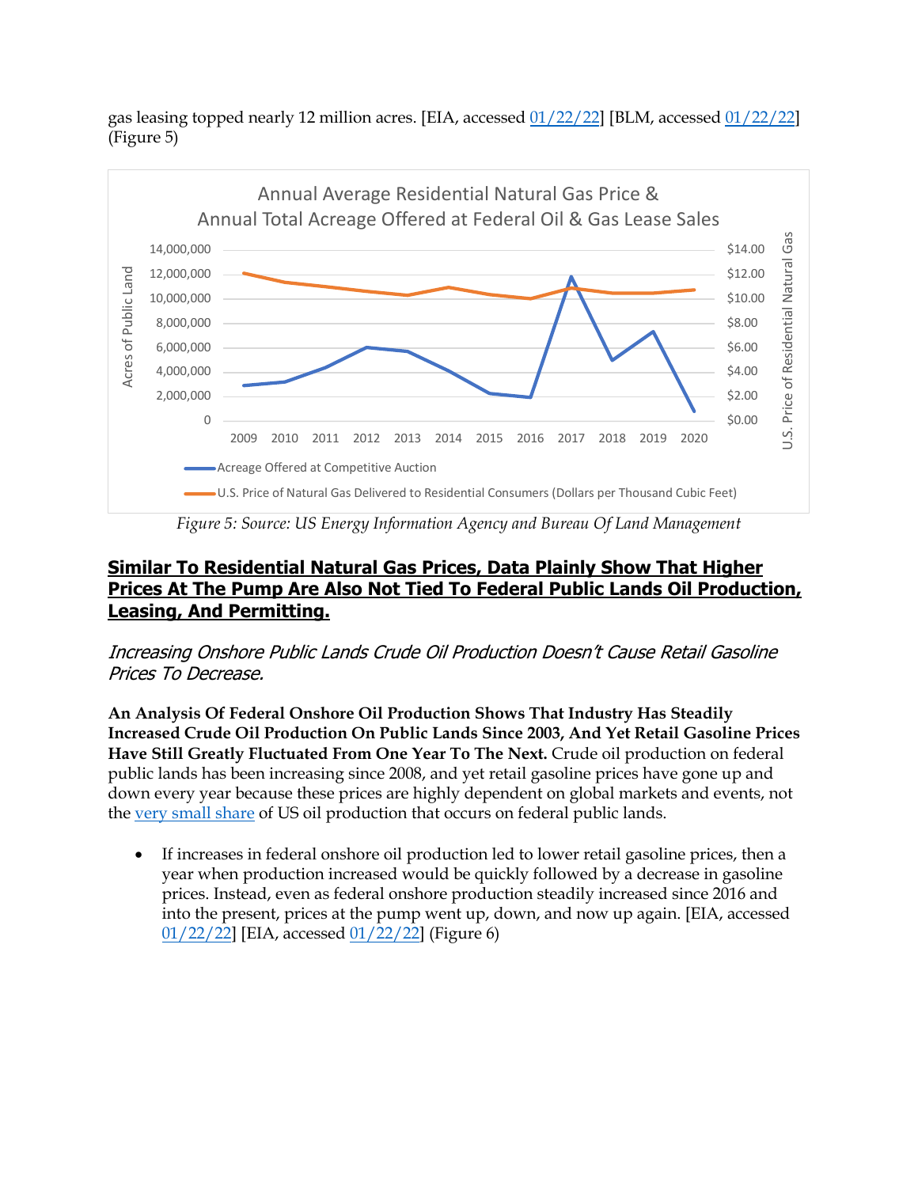gas leasing topped nearly 12 million acres. [EIA, accessed 01/22/22] [BLM, accessed 01/22/22] (Figure 5)

Annual Average Residential Natural Gas Price &
Annual Total Acreage Offered at Federal Oil & Gas Lease Sales

Acres of Public Land

14,000,000
12,000,000
10,000,000
8,000,000
6,000,000
4,000,000
2,000,000
0

U.S. Price of Residential Natural Gas

$14.00
$12.00
$10.00
$8.00
$6.00
$4.00
$2.00
$0.00

2009 2010 2011 2012 2013 2014 2015 2016 2017 2018 2019 2020

Acreage Offered at Competitive Auction

U.S. Price of Natural Gas Delivered to Residential Consumers (Dollars per Thousand Cubic Feet)

*Figure 5: Source: US Energy Information Agency and Bureau Of Land Management*

## Similar To Residential Natural Gas Prices, Data Plainly Show That Higher Prices At The Pump Are Also Not Tied To Federal Public Lands Oil Production, Leasing, And Permitting.

### *Increasing Onshore Public Lands Crude Oil Production Doesn't Cause Retail Gasoline Prices To Decrease.*

**An Analysis Of Federal Onshore Oil Production Shows That Industry Has Steadily Increased Crude Oil Production On Public Lands Since 2003, And Yet Retail Gasoline Prices Have Still Greatly Fluctuated From One Year To The Next.** Crude oil production on federal public lands has been increasing since 2008, and yet retail gasoline prices have gone up and down every year because these prices are highly dependent on global markets and events, not the very small share of US oil production that occurs on federal public lands.

- If increases in federal onshore oil production led to lower retail gasoline prices, then a year when production increased would be quickly followed by a decrease in gasoline prices. Instead, even as federal onshore production steadily increased since 2016 and into the present, prices at the pump went up, down, and now up again. [EIA, accessed 01/22/22] [EIA, accessed 01/22/22] (Figure 6)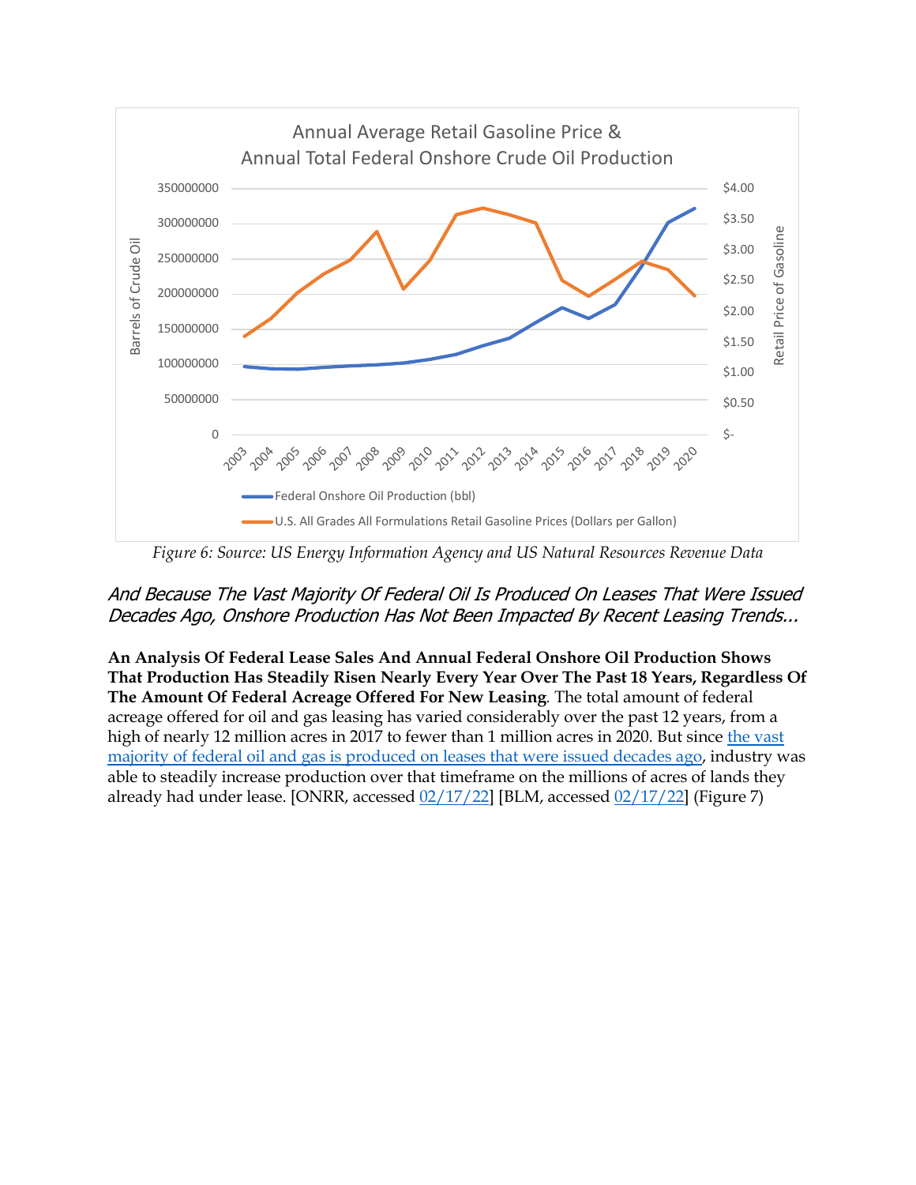Annual Average Retail Gasoline Price &
Annual Total Federal Onshore Crude Oil Production

Barrels of Crude Oil

350000000
300000000
250000000
200000000
150000000
100000000
50000000
0

Retail Price of Gasoline

$4.00
$3.50
$3.00
$2.50
$2.00
$1.50
$1.00
$0.50
$-

2003 2004 2005 2006 2007 2008 2009 2010 2011 2012 2013 2014 2015 2016 2017 2018 2019 2020

Federal Onshore Oil Production (bbl)

U.S. All Grades All Formulations Retail Gasoline Prices (Dollars per Gallon)

*Figure 6: Source: US Energy Information Agency and US Natural Resources Revenue Data*

### *And Because The Vast Majority Of Federal Oil Is Produced On Leases That Were Issued Decades Ago, Onshore Production Has Not Been Impacted By Recent Leasing Trends...*

**An Analysis Of Federal Lease Sales And Annual Federal Onshore Oil Production Shows That Production Has Steadily Risen Nearly Every Year Over The Past 18 Years, Regardless Of The Amount Of Federal Acreage Offered For New Leasing**. The total amount of federal acreage offered for oil and gas leasing has varied considerably over the past 12 years, from a high of nearly 12 million acres in 2017 to fewer than 1 million acres in 2020. But since the vast majority of federal oil and gas is produced on leases that were issued decades ago, industry was able to steadily increase production over that timeframe on the millions of acres of lands they already had under lease. [ONRR, accessed 02/17/22] [BLM, accessed 02/17/22] (Figure 7)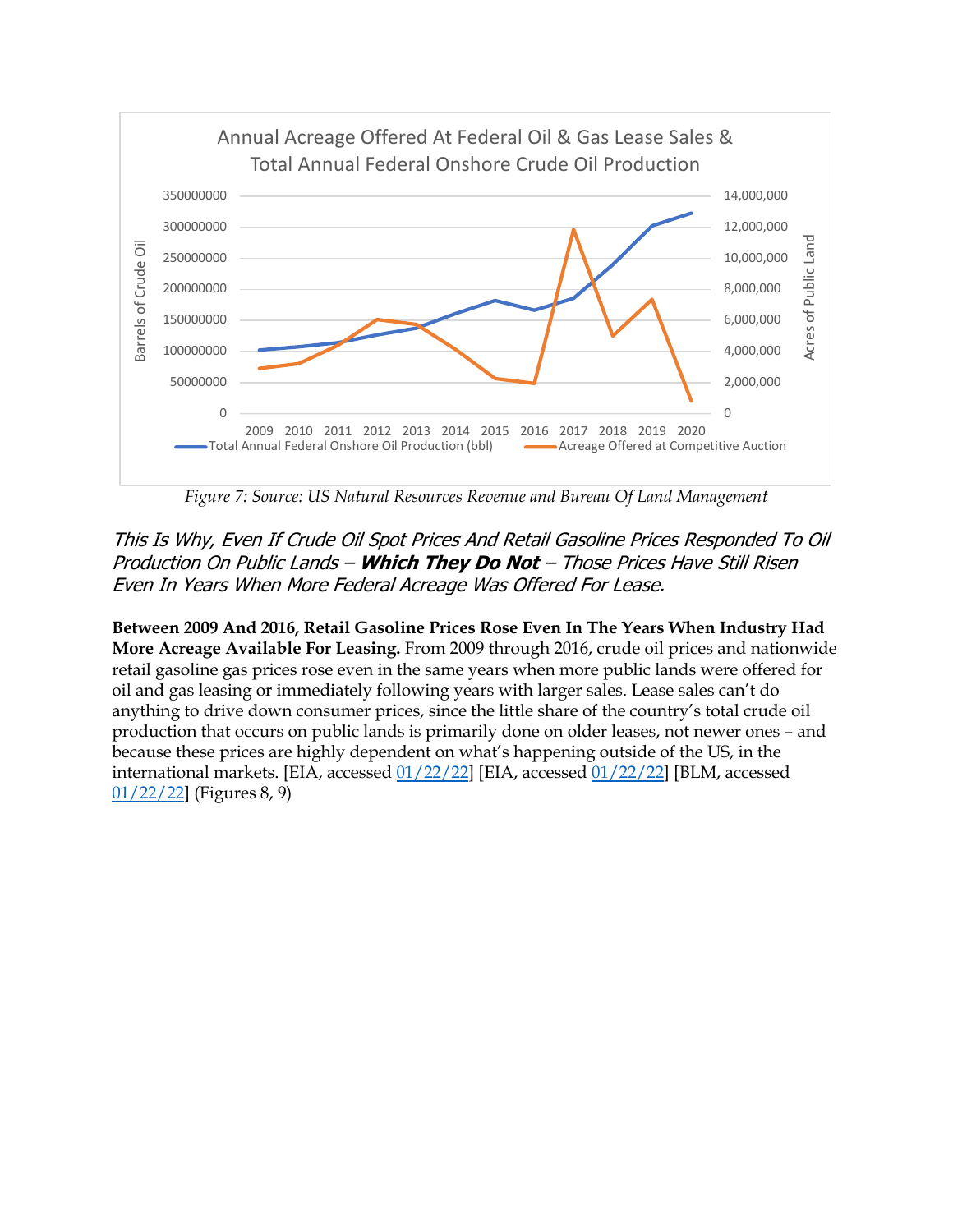Annual Acreage Offered At Federal Oil & Gas Lease Sales & Total Annual Federal Onshore Crude Oil Production

Barrels of Crude Oil

350000000
300000000
250000000
200000000
150000000
100000000
50000000
0

Acres of Public Land

14,000,000
12,000,000
10,000,000
8,000,000
6,000,000
4,000,000
2,000,000
0

2009 2010 2011 2012 2013 2014 2015 2016 2017 2018 2019 2020

Total Annual Federal Onshore Oil Production (bbl)

Acreage Offered at Competitive Auction

*Figure 7: Source: US Natural Resources Revenue and Bureau Of Land Management*

*This Is Why, Even If Crude Oil Spot Prices And Retail Gasoline Prices Responded To Oil Production On Public Lands – **Which They Do Not** – Those Prices Have Still Risen Even In Years When More Federal Acreage Was Offered For Lease.*

**Between 2009 And 2016, Retail Gasoline Prices Rose Even In The Years When Industry Had More Acreage Available For Leasing.** From 2009 through 2016, crude oil prices and nationwide retail gasoline gas prices rose even in the same years when more public lands were offered for oil and gas leasing or immediately following years with larger sales. Lease sales can't do anything to drive down consumer prices, since the little share of the country's total crude oil production that occurs on public lands is primarily done on older leases, not newer ones – and because these prices are highly dependent on what's happening outside of the US, in the international markets. [EIA, accessed 01/22/22] [EIA, accessed 01/22/22] [BLM, accessed 01/22/22] (Figures 8, 9)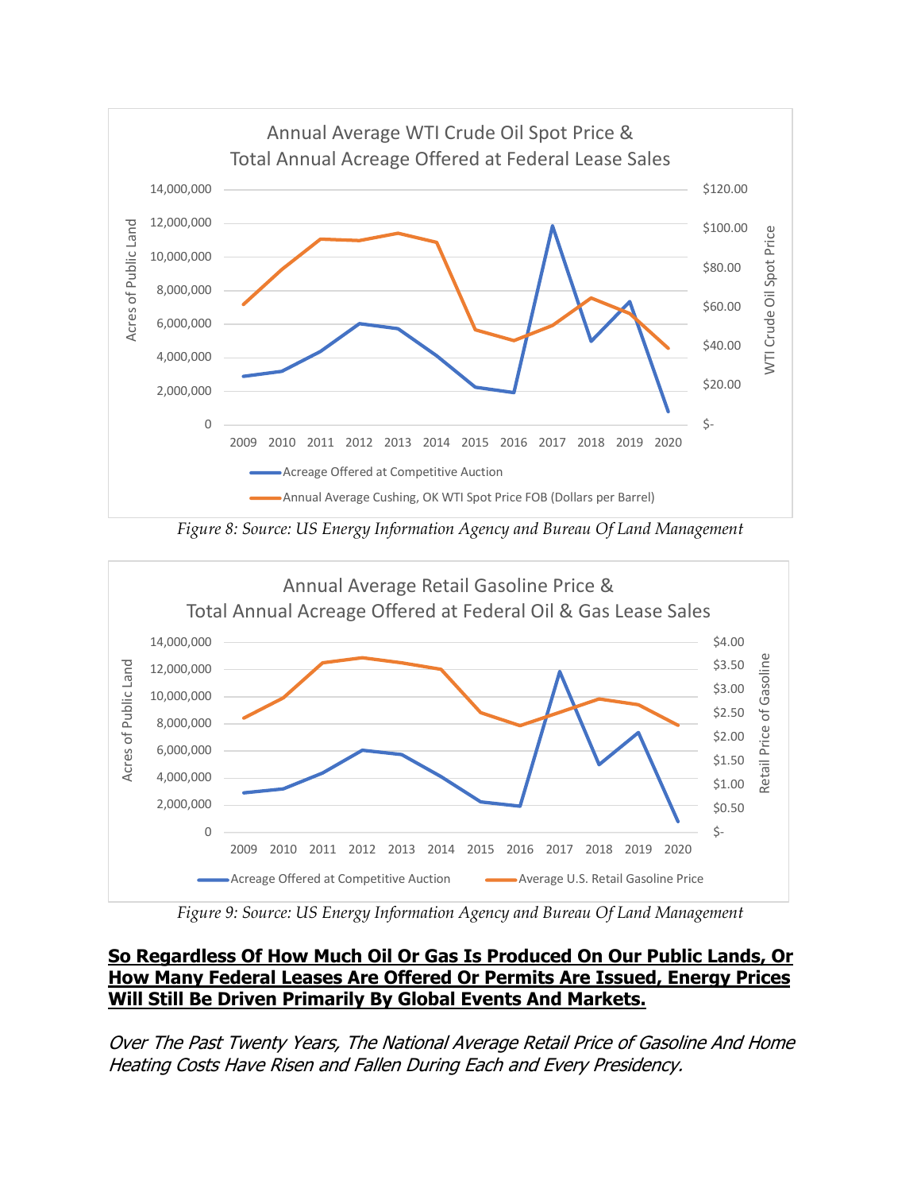Annual Average WTI Crude Oil Spot Price &
Total Annual Acreage Offered at Federal Lease Sales

Acres of Public Land

14,000,000
12,000,000
10,000,000
8,000,000
6,000,000
4,000,000
2,000,000
0

WTI Crude Oil Spot Price

$120.00
$100.00
$80.00
$60.00
$40.00
$20.00
$-

2009 2010 2011 2012 2013 2014 2015 2016 2017 2018 2019 2020

Acreage Offered at Competitive Auction

Annual Average Cushing, OK WTI Spot Price FOB (Dollars per Barrel)

*Figure 8: Source: US Energy Information Agency and Bureau Of Land Management*

Annual Average Retail Gasoline Price &
Total Annual Acreage Offered at Federal Oil & Gas Lease Sales

Acres of Public Land

14,000,000
12,000,000
10,000,000
8,000,000
6,000,000
4,000,000
2,000,000
0

Retail Price of Gasoline

$4.00
$3.50
$3.00
$2.50
$2.00
$1.50
$1.00
$0.50
$-

2009 2010 2011 2012 2013 2014 2015 2016 2017 2018 2019 2020

Acreage Offered at Competitive Auction

Average U.S. Retail Gasoline Price

*Figure 9: Source: US Energy Information Agency and Bureau Of Land Management*

**So Regardless Of How Much Oil Or Gas Is Produced On Our Public Lands, Or How Many Federal Leases Are Offered Or Permits Are Issued, Energy Prices Will Still Be Driven Primarily By Global Events And Markets.**

*Over The Past Twenty Years, The National Average Retail Price of Gasoline And Home Heating Costs Have Risen and Fallen During Each and Every Presidency.*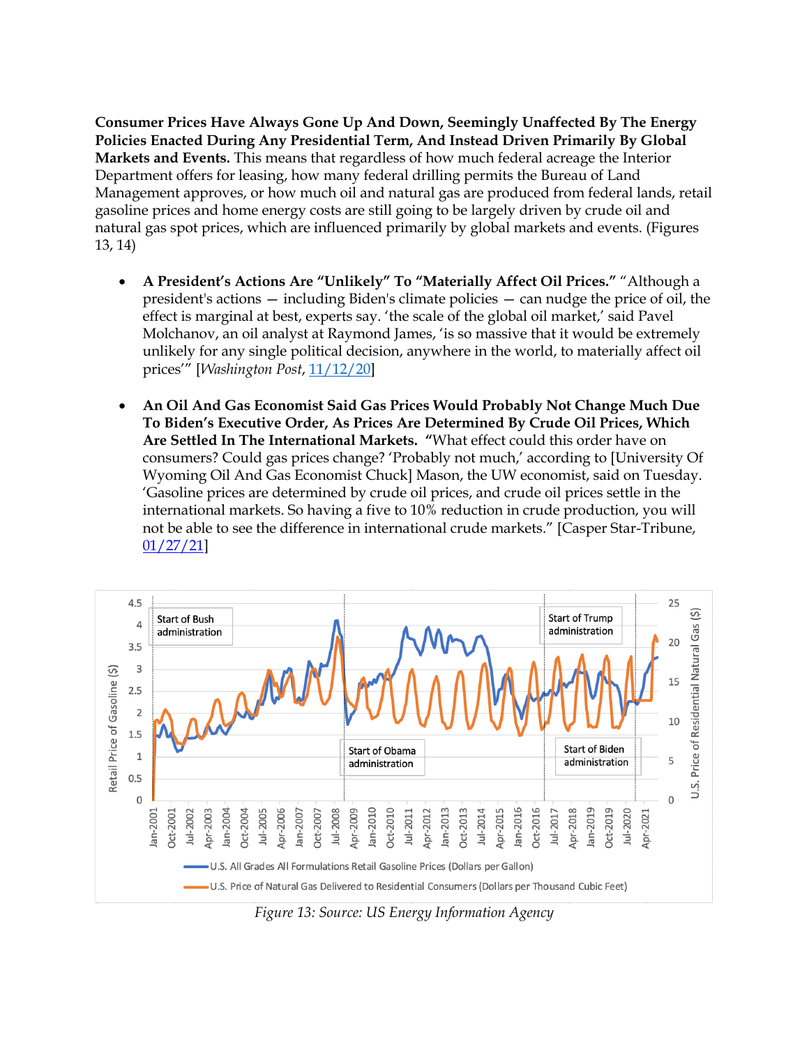**Consumer Prices Have Always Gone Up And Down, Seemingly Unaffected By The Energy Policies Enacted During Any Presidential Term, And Instead Driven Primarily By Global Markets and Events.** This means that regardless of how much federal acreage the Interior Department offers for leasing, how many federal drilling permits the Bureau of Land Management approves, or how much oil and natural gas are produced from federal lands, retail gasoline prices and home energy costs are still going to be largely driven by crude oil and natural gas spot prices, which are influenced primarily by global markets and events. (Figures 13, 14)

- **A President's Actions Are "Unlikely" To "Materially Affect Oil Prices."** "Although a president's actions — including Biden's climate policies — can nudge the price of oil, the effect is marginal at best, experts say. 'the scale of the global oil market,' said Pavel Molchanov, an oil analyst at Raymond James, 'is so massive that it would be extremely unlikely for any single political decision, anywhere in the world, to materially affect oil prices'" [*Washington Post*, 11/12/20]
- **An Oil And Gas Economist Said Gas Prices Would Probably Not Change Much Due To Biden's Executive Order, As Prices Are Determined By Crude Oil Prices, Which Are Settled In The International Markets.** "What effect could this order have on consumers? Could gas prices change? 'Probably not much,' according to [University Of Wyoming Oil And Gas Economist Chuck] Mason, the UW economist, said on Tuesday. 'Gasoline prices are determined by crude oil prices, and crude oil prices settle in the international markets. So having a five to 10% reduction in crude production, you will not be able to see the difference in international crude markets." [Casper Star-Tribune, 01/27/21]

Start of Bush administration
Start of Obama administration
Start of Trump administration
Start of Biden administration

Retail Price of Gasoline ($)
4.5
4
3.5
3
2.5
2
1.5
1
0.5
0

U.S. Price of Residential Natural Gas ($)
25
20
15
10
5
0

Jan-2001, Oct-2001, Jul-2002, Apr-2003, Jan-2004, Oct-2004, Jul-2005, Apr-2006, Jan-2007, Oct-2007, Jul-2008, Apr-2009, Jan-2010, Oct-2010, Jul-2011, Apr-2012, Jan-2013, Oct-2013, Jul-2014, Apr-2015, Jan-2016, Oct-2016, Jul-2017, Apr-2018, Jan-2019, Oct-2019, Jul-2020, Apr-2021

U.S. All Grades All Formulations Retail Gasoline Prices (Dollars per Gallon)
U.S. Price of Natural Gas Delivered to Residential Consumers (Dollars per Thousand Cubic Feet)

*Figure 13: Source: US Energy Information Agency*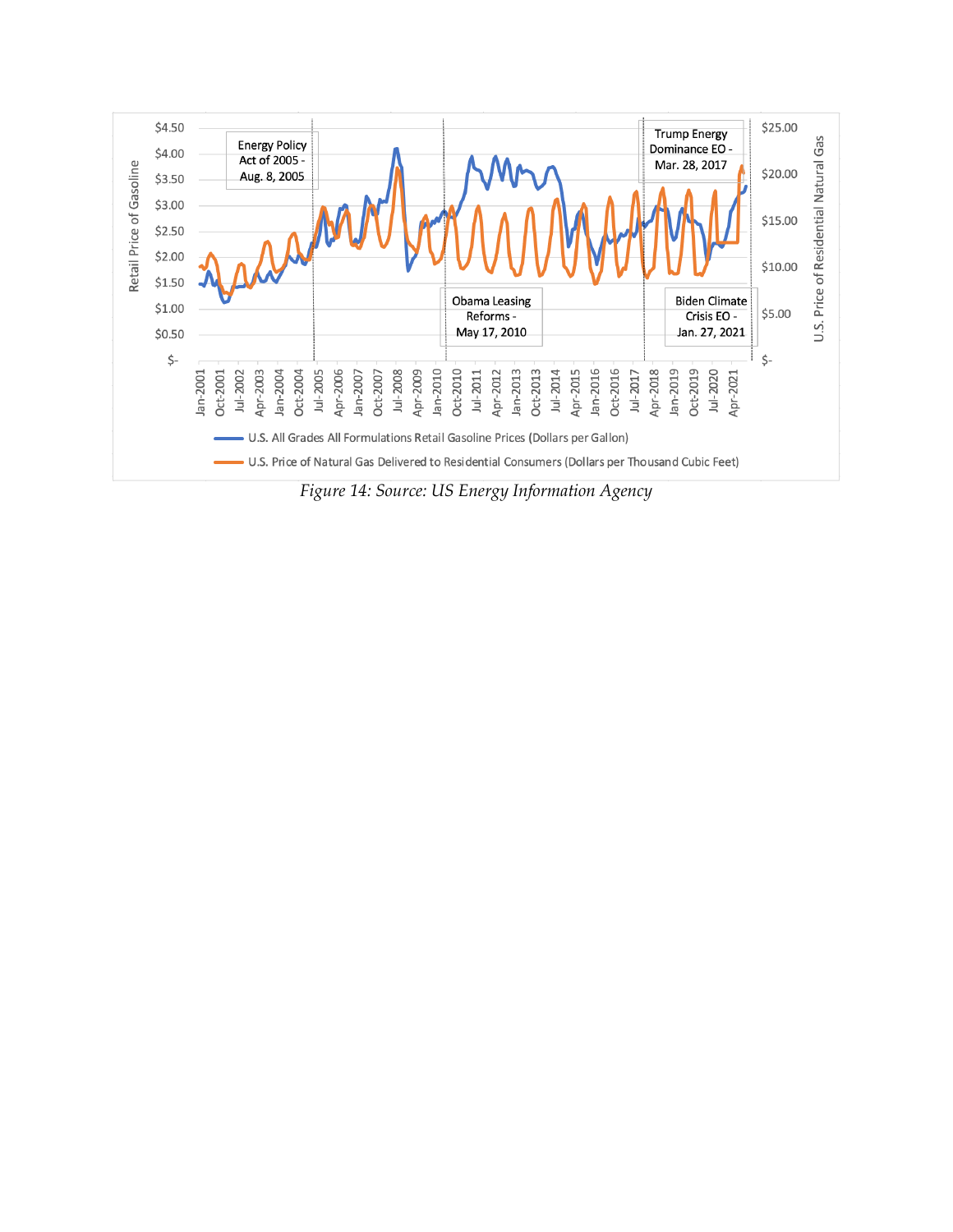Retail Price of Gasoline

$4.50
$4.00
$3.50
$3.00
$2.50
$2.00
$1.50
$1.00
$0.50
$-

U.S. Price of Residential Natural Gas

$25.00
$20.00
$15.00
$10.00
$5.00
$-

Energy Policy Act of 2005 - Aug. 8, 2005

Obama Leasing Reforms - May 17, 2010

Trump Energy Dominance EO - Mar. 28, 2017

Biden Climate Crisis EO - Jan. 27, 2021

Jan-2001
Oct-2001
Jul-2002
Apr-2003
Jan-2004
Oct-2004
Jul-2005
Apr-2006
Jan-2007
Oct-2007
Jul-2008
Apr-2009
Jan-2010
Oct-2010
Jul-2011
Apr-2012
Jan-2013
Oct-2013
Jul-2014
Apr-2015
Jan-2016
Oct-2016
Jul-2017
Apr-2018
Jan-2019
Oct-2019
Jul-2020
Apr-2021

U.S. All Grades All Formulations Retail Gasoline Prices (Dollars per Gallon)

U.S. Price of Natural Gas Delivered to Residential Consumers (Dollars per Thousand Cubic Feet)

*Figure 14: Source: US Energy Information Agency*